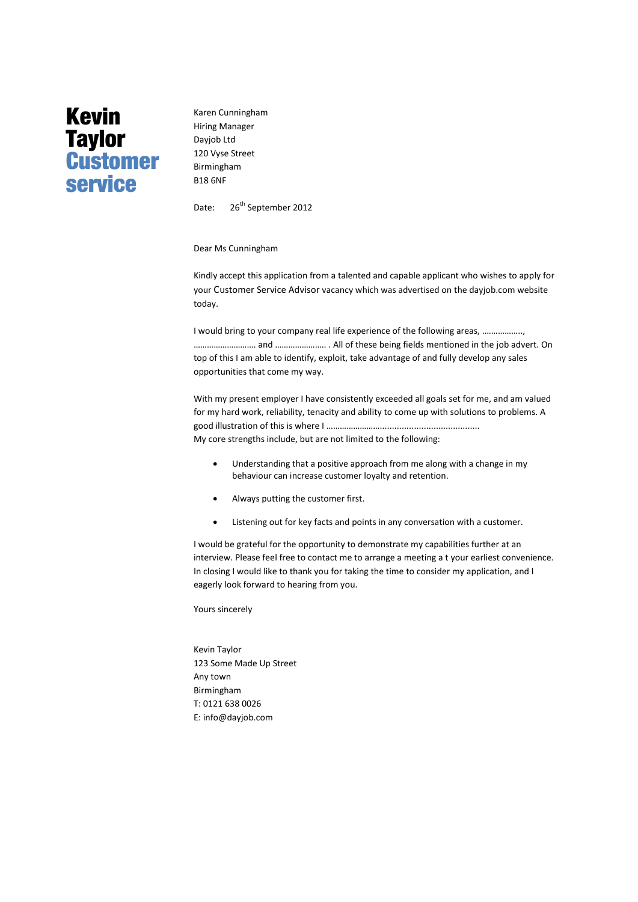# Kevin Taylor Customer service

Karen Cunningham
Hiring Manager
Dayjob Ltd
120 Vyse Street
Birmingham
B18 6NF

Date: 26th September 2012

Dear Ms Cunningham

Kindly accept this application from a talented and capable applicant who wishes to apply for your Customer Service Advisor vacancy which was advertised on the dayjob.com website today.

I would bring to your company real life experience of the following areas, …………….., ……………………… and ………………….. . All of these being fields mentioned in the job advert. On top of this I am able to identify, exploit, take advantage of and fully develop any sales opportunities that come my way.

With my present employer I have consistently exceeded all goals set for me, and am valued for my hard work, reliability, tenacity and ability to come up with solutions to problems. A good illustration of this is where I ……………….............................................
My core strengths include, but are not limited to the following:

- Understanding that a positive approach from me along with a change in my behaviour can increase customer loyalty and retention.
- Always putting the customer first.
- Listening out for key facts and points in any conversation with a customer.

I would be grateful for the opportunity to demonstrate my capabilities further at an interview. Please feel free to contact me to arrange a meeting a t your earliest convenience. In closing I would like to thank you for taking the time to consider my application, and I eagerly look forward to hearing from you.

Yours sincerely

Kevin Taylor
123 Some Made Up Street
Any town
Birmingham
T: 0121 638 0026
E: info@dayjob.com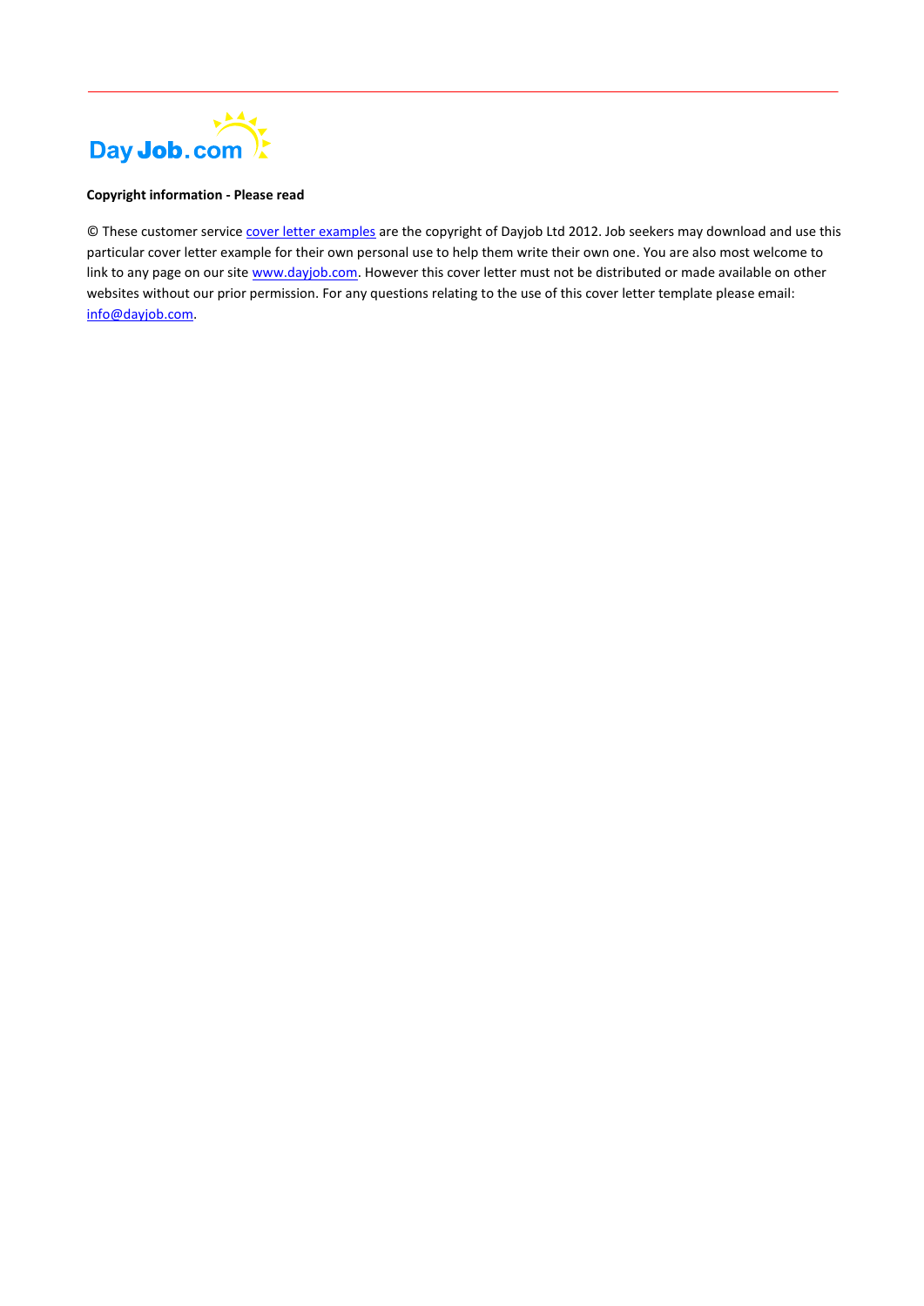Day Job.com

**Copyright information - Please read**

© These customer service cover letter examples are the copyright of Dayjob Ltd 2012. Job seekers may download and use this particular cover letter example for their own personal use to help them write their own one. You are also most welcome to link to any page on our site www.dayjob.com. However this cover letter must not be distributed or made available on other websites without our prior permission. For any questions relating to the use of this cover letter template please email: info@dayjob.com.